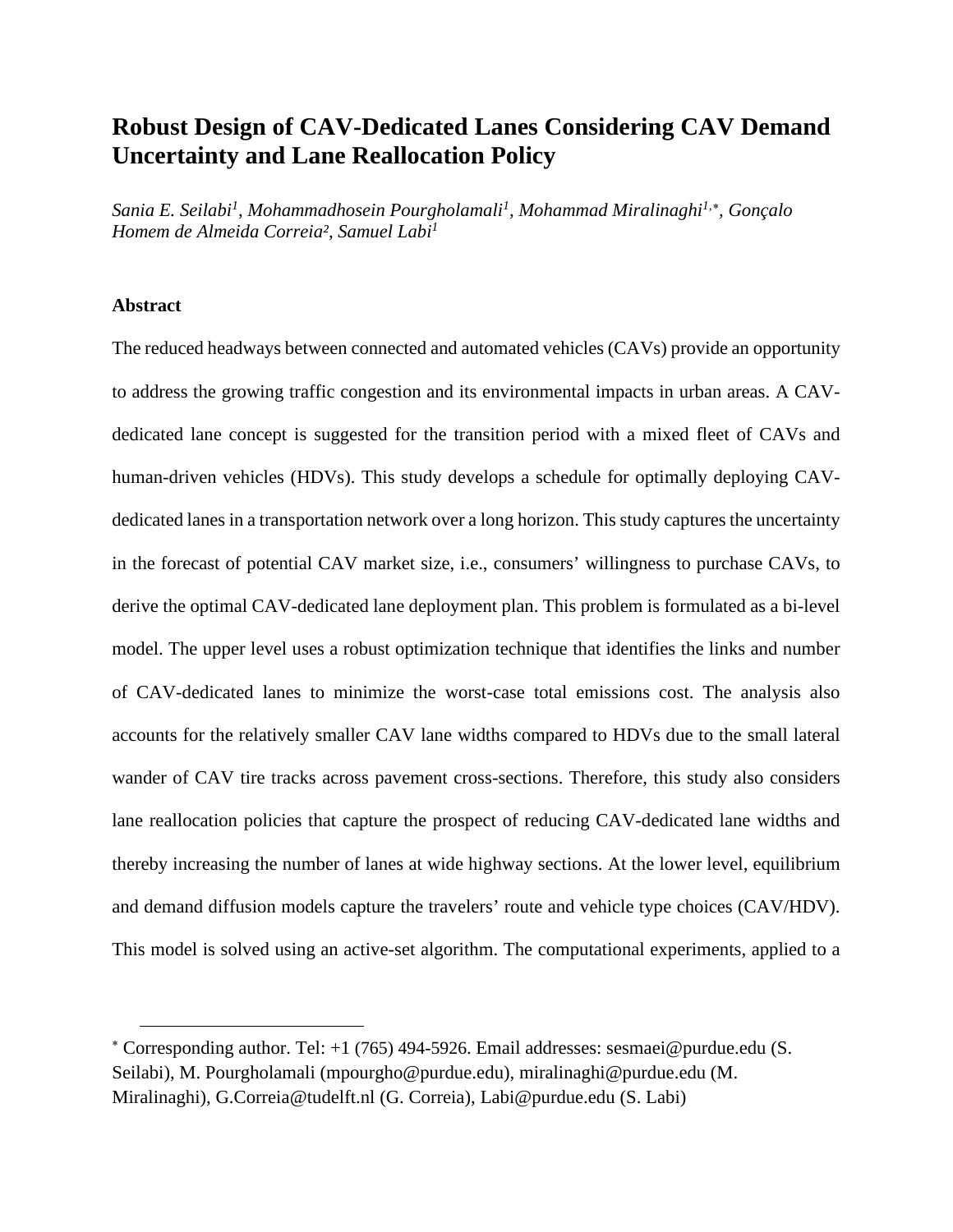# Robust Design of CAV-Dedicated Lanes Considering CAV Demand Uncertainty and Lane Reallocation Policy

*Sania E. Seilabi[1], Mohammadhosein Pourgholamali[1], Mohammad Miralinaghi[1,*], Gonçalo Homem de Almeida Correia[2], Samuel Labi[1]*

## Abstract

The reduced headways between connected and automated vehicles (CAVs) provide an opportunity to address the growing traffic congestion and its environmental impacts in urban areas. A CAV-dedicated lane concept is suggested for the transition period with a mixed fleet of CAVs and human-driven vehicles (HDVs). This study develops a schedule for optimally deploying CAV-dedicated lanes in a transportation network over a long horizon. This study captures the uncertainty in the forecast of potential CAV market size, i.e., consumers' willingness to purchase CAVs, to derive the optimal CAV-dedicated lane deployment plan. This problem is formulated as a bi-level model. The upper level uses a robust optimization technique that identifies the links and number of CAV-dedicated lanes to minimize the worst-case total emissions cost. The analysis also accounts for the relatively smaller CAV lane widths compared to HDVs due to the small lateral wander of CAV tire tracks across pavement cross-sections. Therefore, this study also considers lane reallocation policies that capture the prospect of reducing CAV-dedicated lane widths and thereby increasing the number of lanes at wide highway sections. At the lower level, equilibrium and demand diffusion models capture the travelers' route and vehicle type choices (CAV/HDV). This model is solved using an active-set algorithm. The computational experiments, applied to a

---

[*] Corresponding author. Tel: +1 (765) 494-5926. Email addresses: sesmaei@purdue.edu (S. Seilabi), M. Pourgholamali (mpourgho@purdue.edu), miralinaghi@purdue.edu (M. Miralinaghi), G.Correia@tudelft.nl (G. Correia), Labi@purdue.edu (S. Labi)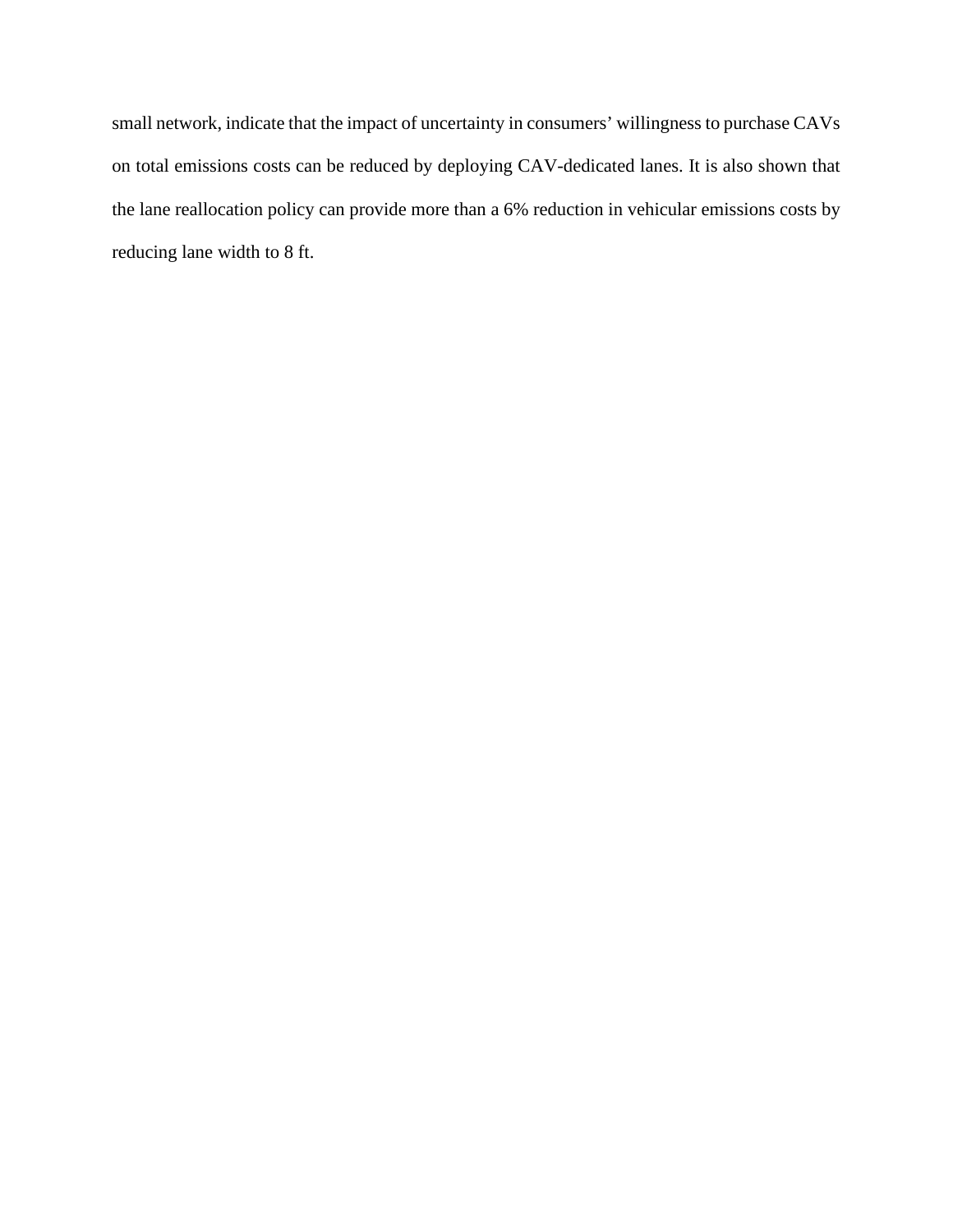small network, indicate that the impact of uncertainty in consumers' willingness to purchase CAVs on total emissions costs can be reduced by deploying CAV-dedicated lanes. It is also shown that the lane reallocation policy can provide more than a 6% reduction in vehicular emissions costs by reducing lane width to 8 ft.